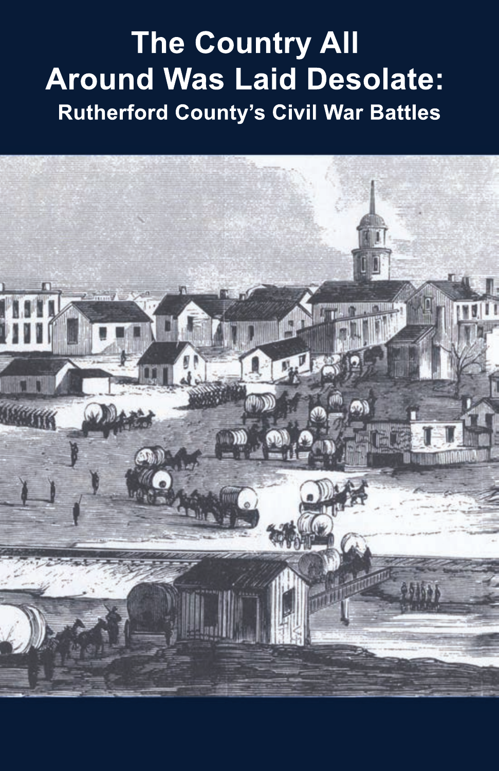# The Country All Around Was Laid Desolate:

## Rutherford County's Civil War Battles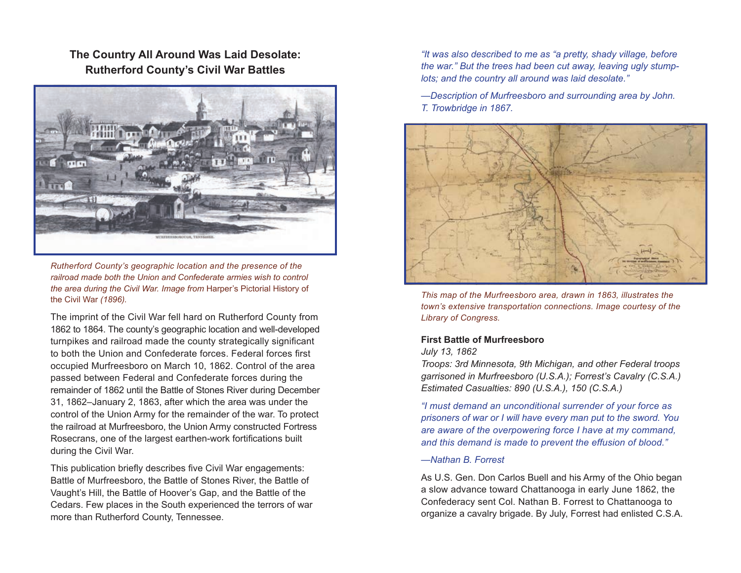## The Country All Around Was Laid Desolate: Rutherford County's Civil War Battles

*Rutherford County's geographic location and the presence of the railroad made both the Union and Confederate armies wish to control the area during the Civil War. Image from* Harper's Pictorial History of the Civil War *(1896).*

The imprint of the Civil War fell hard on Rutherford County from 1862 to 1864. The county's geographic location and well-developed turnpikes and railroad made the county strategically significant to both the Union and Confederate forces. Federal forces first occupied Murfreesboro on March 10, 1862. Control of the area passed between Federal and Confederate forces during the remainder of 1862 until the Battle of Stones River during December 31, 1862–January 2, 1863, after which the area was under the control of the Union Army for the remainder of the war. To protect the railroad at Murfreesboro, the Union Army constructed Fortress Rosecrans, one of the largest earthen-work fortifications built during the Civil War.

This publication briefly describes five Civil War engagements: Battle of Murfreesboro, the Battle of Stones River, the Battle of Vaught's Hill, the Battle of Hoover's Gap, and the Battle of the Cedars. Few places in the South experienced the terrors of war more than Rutherford County, Tennessee.

*"It was also described to me as "a pretty, shady village, before the war." But the trees had been cut away, leaving ugly stump-lots; and the country all around was laid desolate."*

*—Description of Murfreesboro and surrounding area by John. T. Trowbridge in 1867.*

*This map of the Murfreesboro area, drawn in 1863, illustrates the town's extensive transportation connections. Image courtesy of the Library of Congress.*

**First Battle of Murfreesboro**

*July 13, 1862*

*Troops: 3rd Minnesota, 9th Michigan, and other Federal troops garrisoned in Murfreesboro (U.S.A.); Forrest's Cavalry (C.S.A.)*

*Estimated Casualties: 890 (U.S.A.), 150 (C.S.A.)*

*"I must demand an unconditional surrender of your force as prisoners of war or I will have every man put to the sword. You are aware of the overpowering force I have at my command, and this demand is made to prevent the effusion of blood."*

*—Nathan B. Forrest*

As U.S. Gen. Don Carlos Buell and his Army of the Ohio began a slow advance toward Chattanooga in early June 1862, the Confederacy sent Col. Nathan B. Forrest to Chattanooga to organize a cavalry brigade. By July, Forrest had enlisted C.S.A.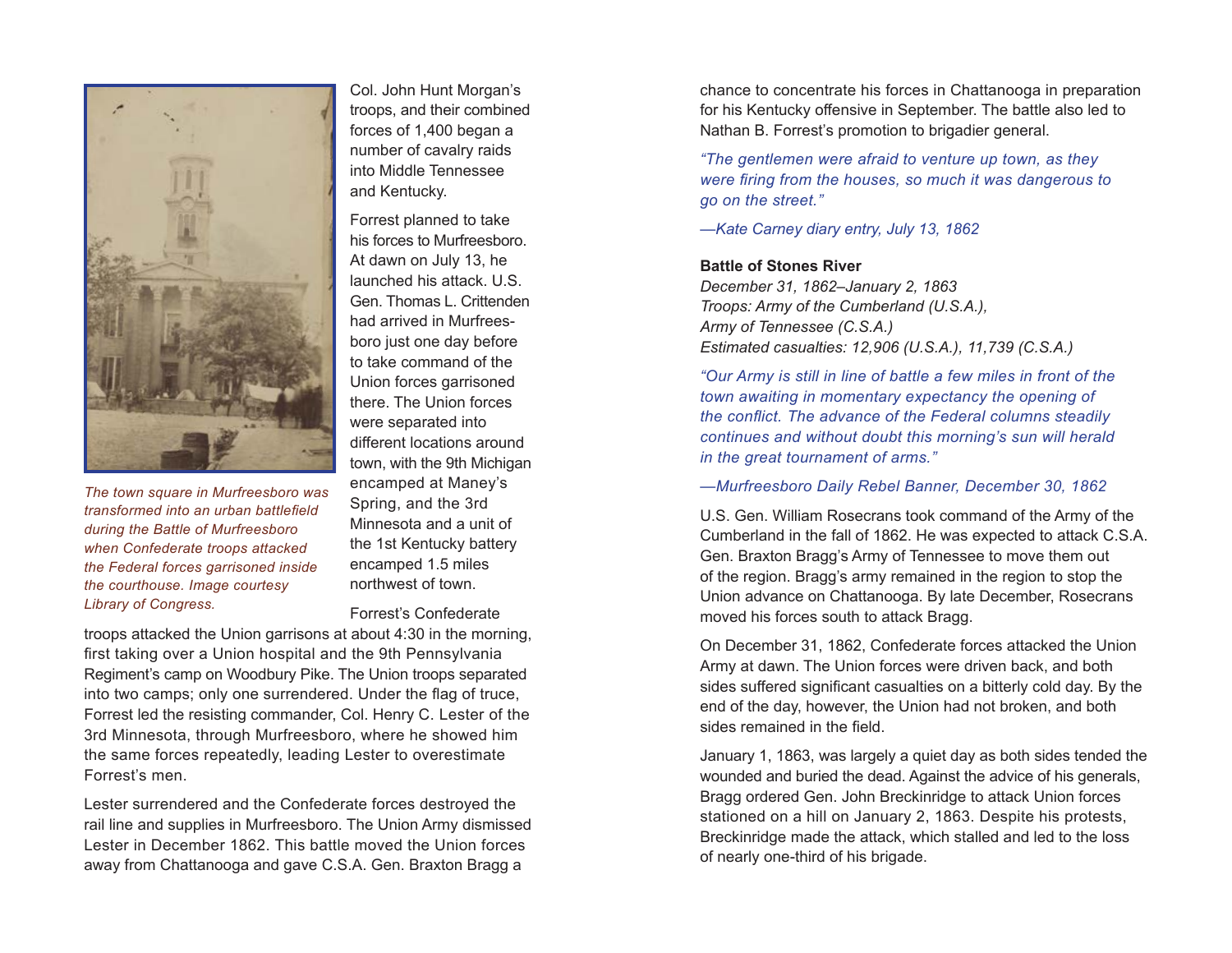*The town square in Murfreesboro was transformed into an urban battlefield during the Battle of Murfreesboro when Confederate troops attacked the Federal forces garrisoned inside the courthouse. Image courtesy Library of Congress.*

Col. John Hunt Morgan's troops, and their combined forces of 1,400 began a number of cavalry raids into Middle Tennessee and Kentucky.

Forrest planned to take his forces to Murfreesboro. At dawn on July 13, he launched his attack. U.S. Gen. Thomas L. Crittenden had arrived in Murfreesboro just one day before to take command of the Union forces garrisoned there. The Union forces were separated into different locations around town, with the 9th Michigan encamped at Maney's Spring, and the 3rd Minnesota and a unit of the 1st Kentucky battery encamped 1.5 miles northwest of town.

Forrest's Confederate troops attacked the Union garrisons at about 4:30 in the morning, first taking over a Union hospital and the 9th Pennsylvania Regiment's camp on Woodbury Pike. The Union troops separated into two camps; only one surrendered. Under the flag of truce, Forrest led the resisting commander, Col. Henry C. Lester of the 3rd Minnesota, through Murfreesboro, where he showed him the same forces repeatedly, leading Lester to overestimate Forrest's men.

Lester surrendered and the Confederate forces destroyed the rail line and supplies in Murfreesboro. The Union Army dismissed Lester in December 1862. This battle moved the Union forces away from Chattanooga and gave C.S.A. Gen. Braxton Bragg a chance to concentrate his forces in Chattanooga in preparation for his Kentucky offensive in September. The battle also led to Nathan B. Forrest's promotion to brigadier general.

*"The gentlemen were afraid to venture up town, as they were firing from the houses, so much it was dangerous to go on the street."*

*—Kate Carney diary entry, July 13, 1862*

**Battle of Stones River**

*December 31, 1862–January 2, 1863*
*Troops: Army of the Cumberland (U.S.A.), Army of Tennessee (C.S.A.)*
*Estimated casualties: 12,906 (U.S.A.), 11,739 (C.S.A.)*

*"Our Army is still in line of battle a few miles in front of the town awaiting in momentary expectancy the opening of the conflict. The advance of the Federal columns steadily continues and without doubt this morning's sun will herald in the great tournament of arms."*

*—Murfreesboro Daily Rebel Banner, December 30, 1862*

U.S. Gen. William Rosecrans took command of the Army of the Cumberland in the fall of 1862. He was expected to attack C.S.A. Gen. Braxton Bragg's Army of Tennessee to move them out of the region. Bragg's army remained in the region to stop the Union advance on Chattanooga. By late December, Rosecrans moved his forces south to attack Bragg.

On December 31, 1862, Confederate forces attacked the Union Army at dawn. The Union forces were driven back, and both sides suffered significant casualties on a bitterly cold day. By the end of the day, however, the Union had not broken, and both sides remained in the field.

January 1, 1863, was largely a quiet day as both sides tended the wounded and buried the dead. Against the advice of his generals, Bragg ordered Gen. John Breckinridge to attack Union forces stationed on a hill on January 2, 1863. Despite his protests, Breckinridge made the attack, which stalled and led to the loss of nearly one-third of his brigade.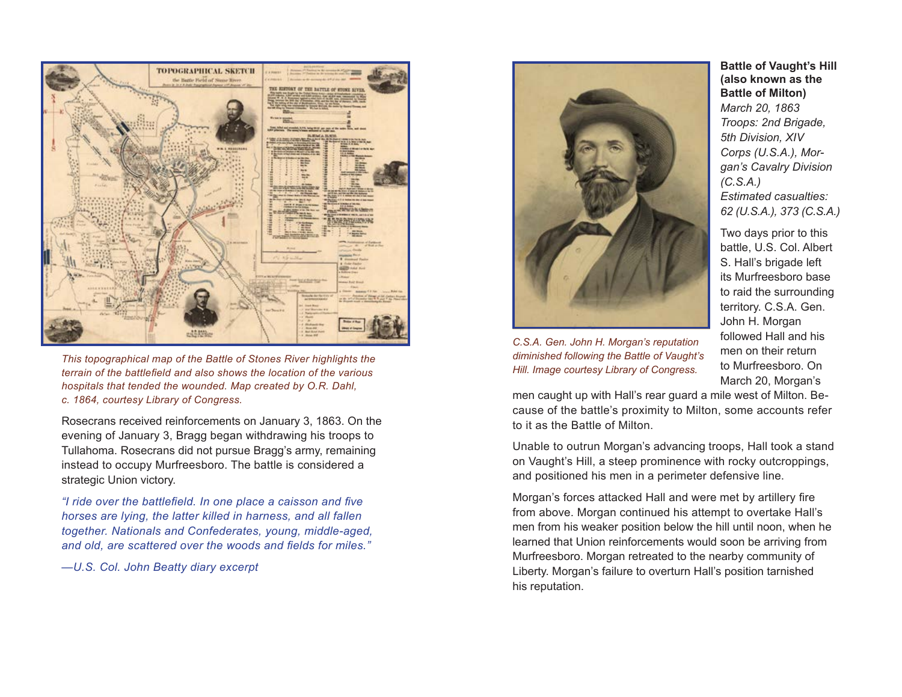*This topographical map of the Battle of Stones River highlights the terrain of the battlefield and also shows the location of the various hospitals that tended the wounded. Map created by O.R. Dahl, c. 1864, courtesy Library of Congress.*

Rosecrans received reinforcements on January 3, 1863. On the evening of January 3, Bragg began withdrawing his troops to Tullahoma. Rosecrans did not pursue Bragg's army, remaining instead to occupy Murfreesboro. The battle is considered a strategic Union victory.

*"I ride over the battlefield. In one place a caisson and five horses are lying, the latter killed in harness, and all fallen together. Nationals and Confederates, young, middle-aged, and old, are scattered over the woods and fields for miles."*

*—U.S. Col. John Beatty diary excerpt*

*C.S.A. Gen. John H. Morgan's reputation diminished following the Battle of Vaught's Hill. Image courtesy Library of Congress.*

**Battle of Vaught's Hill (also known as the Battle of Milton)**

*March 20, 1863*
*Troops: 2nd Brigade, 5th Division, XIV Corps (U.S.A.), Morgan's Cavalry Division (C.S.A.)*
*Estimated casualties: 62 (U.S.A.), 373 (C.S.A.)*

Two days prior to this battle, U.S. Col. Albert S. Hall's brigade left its Murfreesboro base to raid the surrounding territory. C.S.A. Gen. John H. Morgan followed Hall and his men on their return to Murfreesboro. On March 20, Morgan's men caught up with Hall's rear guard a mile west of Milton. Because of the battle's proximity to Milton, some accounts refer to it as the Battle of Milton.

Unable to outrun Morgan's advancing troops, Hall took a stand on Vaught's Hill, a steep prominence with rocky outcroppings, and positioned his men in a perimeter defensive line.

Morgan's forces attacked Hall and were met by artillery fire from above. Morgan continued his attempt to overtake Hall's men from his weaker position below the hill until noon, when he learned that Union reinforcements would soon be arriving from Murfreesboro. Morgan retreated to the nearby community of Liberty. Morgan's failure to overturn Hall's position tarnished his reputation.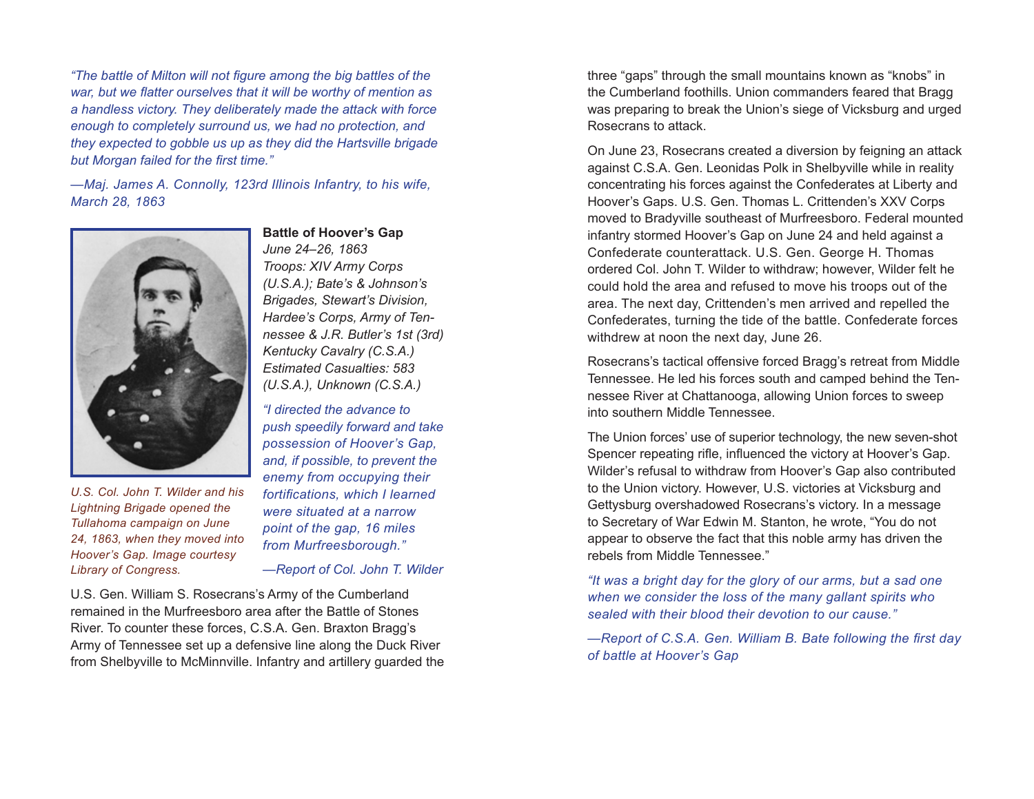*"The battle of Milton will not figure among the big battles of the war, but we flatter ourselves that it will be worthy of mention as a handless victory. They deliberately made the attack with force enough to completely surround us, we had no protection, and they expected to gobble us up as they did the Hartsville brigade but Morgan failed for the first time."*

*—Maj. James A. Connolly, 123rd Illinois Infantry, to his wife, March 28, 1863*

*U.S. Col. John T. Wilder and his Lightning Brigade opened the Tullahoma campaign on June 24, 1863, when they moved into Hoover's Gap. Image courtesy Library of Congress.*

**Battle of Hoover's Gap**
*June 24–26, 1863*
*Troops: XIV Army Corps (U.S.A.); Bate's & Johnson's Brigades, Stewart's Division, Hardee's Corps, Army of Tennessee & J.R. Butler's 1st (3rd) Kentucky Cavalry (C.S.A.)*
*Estimated Casualties: 583 (U.S.A.), Unknown (C.S.A.)*

*"I directed the advance to push speedily forward and take possession of Hoover's Gap, and, if possible, to prevent the enemy from occupying their fortifications, which I learned were situated at a narrow point of the gap, 16 miles from Murfreesborough."*

*—Report of Col. John T. Wilder*

U.S. Gen. William S. Rosecrans's Army of the Cumberland remained in the Murfreesboro area after the Battle of Stones River. To counter these forces, C.S.A. Gen. Braxton Bragg's Army of Tennessee set up a defensive line along the Duck River from Shelbyville to McMinnville. Infantry and artillery guarded the three "gaps" through the small mountains known as "knobs" in the Cumberland foothills. Union commanders feared that Bragg was preparing to break the Union's siege of Vicksburg and urged Rosecrans to attack.

On June 23, Rosecrans created a diversion by feigning an attack against C.S.A. Gen. Leonidas Polk in Shelbyville while in reality concentrating his forces against the Confederates at Liberty and Hoover's Gaps. U.S. Gen. Thomas L. Crittenden's XXV Corps moved to Bradyville southeast of Murfreesboro. Federal mounted infantry stormed Hoover's Gap on June 24 and held against a Confederate counterattack. U.S. Gen. George H. Thomas ordered Col. John T. Wilder to withdraw; however, Wilder felt he could hold the area and refused to move his troops out of the area. The next day, Crittenden's men arrived and repelled the Confederates, turning the tide of the battle. Confederate forces withdrew at noon the next day, June 26.

Rosecrans's tactical offensive forced Bragg's retreat from Middle Tennessee. He led his forces south and camped behind the Tennessee River at Chattanooga, allowing Union forces to sweep into southern Middle Tennessee.

The Union forces' use of superior technology, the new seven-shot Spencer repeating rifle, influenced the victory at Hoover's Gap. Wilder's refusal to withdraw from Hoover's Gap also contributed to the Union victory. However, U.S. victories at Vicksburg and Gettysburg overshadowed Rosecrans's victory. In a message to Secretary of War Edwin M. Stanton, he wrote, "You do not appear to observe the fact that this noble army has driven the rebels from Middle Tennessee."

*"It was a bright day for the glory of our arms, but a sad one when we consider the loss of the many gallant spirits who sealed with their blood their devotion to our cause."*

*—Report of C.S.A. Gen. William B. Bate following the first day of battle at Hoover's Gap*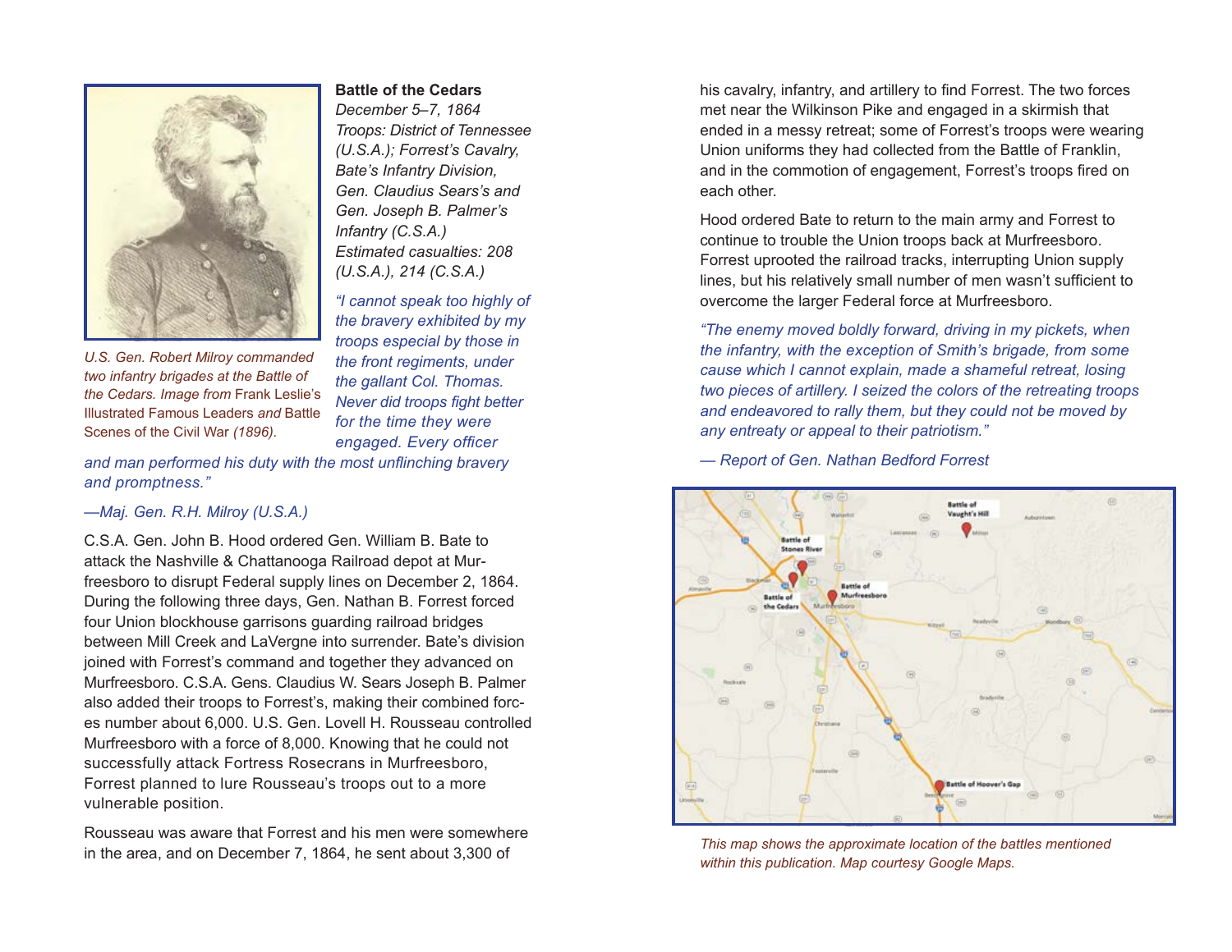## Battle of the Cedars

*December 5–7, 1864*
*Troops: District of Tennessee (U.S.A.); Forrest's Cavalry, Bate's Infantry Division, Gen. Claudius Sears's and Gen. Joseph B. Palmer's Infantry (C.S.A.)*
*Estimated casualties: 208 (U.S.A.), 214 (C.S.A.)*

*U.S. Gen. Robert Milroy commanded two infantry brigades at the Battle of the Cedars. Image from* Frank Leslie's Illustrated Famous Leaders *and* Battle Scenes of the Civil War *(1896).*

*"I cannot speak too highly of the bravery exhibited by my troops especial by those in the front regiments, under the gallant Col. Thomas. Never did troops fight better for the time they were engaged. Every officer and man performed his duty with the most unflinching bravery and promptness."*

*—Maj. Gen. R.H. Milroy (U.S.A.)*

C.S.A. Gen. John B. Hood ordered Gen. William B. Bate to attack the Nashville & Chattanooga Railroad depot at Murfreesboro to disrupt Federal supply lines on December 2, 1864. During the following three days, Gen. Nathan B. Forrest forced four Union blockhouse garrisons guarding railroad bridges between Mill Creek and LaVergne into surrender. Bate's division joined with Forrest's command and together they advanced on Murfreesboro. C.S.A. Gens. Claudius W. Sears Joseph B. Palmer also added their troops to Forrest's, making their combined forces number about 6,000. U.S. Gen. Lovell H. Rousseau controlled Murfreesboro with a force of 8,000. Knowing that he could not successfully attack Fortress Rosecrans in Murfreesboro, Forrest planned to lure Rousseau's troops out to a more vulnerable position.

Rousseau was aware that Forrest and his men were somewhere in the area, and on December 7, 1864, he sent about 3,300 of his cavalry, infantry, and artillery to find Forrest. The two forces met near the Wilkinson Pike and engaged in a skirmish that ended in a messy retreat; some of Forrest's troops were wearing Union uniforms they had collected from the Battle of Franklin, and in the commotion of engagement, Forrest's troops fired on each other.

Hood ordered Bate to return to the main army and Forrest to continue to trouble the Union troops back at Murfreesboro. Forrest uprooted the railroad tracks, interrupting Union supply lines, but his relatively small number of men wasn't sufficient to overcome the larger Federal force at Murfreesboro.

*"The enemy moved boldly forward, driving in my pickets, when the infantry, with the exception of Smith's brigade, from some cause which I cannot explain, made a shameful retreat, losing two pieces of artillery. I seized the colors of the retreating troops and endeavored to rally them, but they could not be moved by any entreaty or appeal to their patriotism."*

*— Report of Gen. Nathan Bedford Forrest*

*This map shows the approximate location of the battles mentioned within this publication. Map courtesy Google Maps.*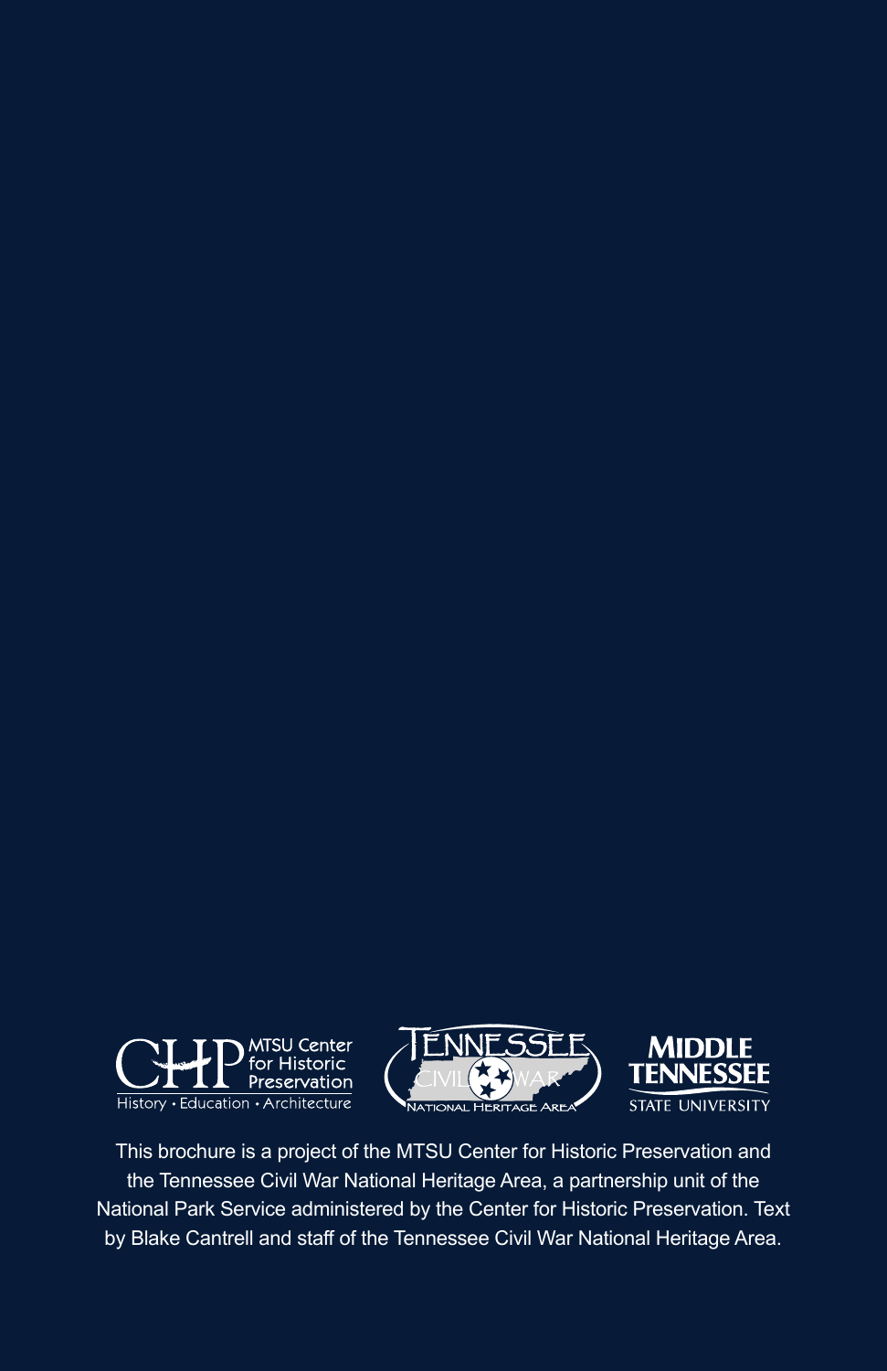This brochure is a project of the MTSU Center for Historic Preservation and the Tennessee Civil War National Heritage Area, a partnership unit of the National Park Service administered by the Center for Historic Preservation. Text by Blake Cantrell and staff of the Tennessee Civil War National Heritage Area.